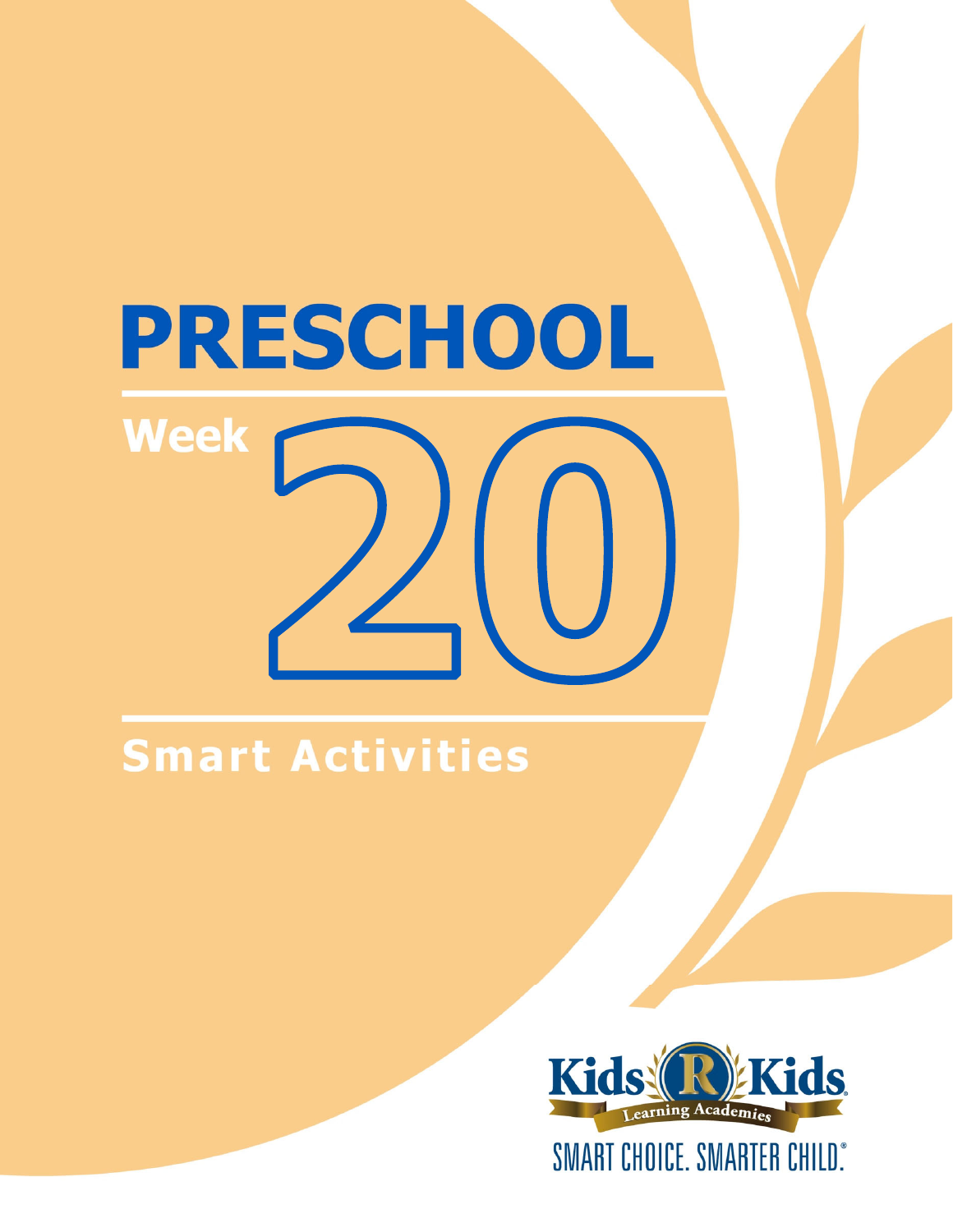# PRESCHOOL

## Week 20

## Smart Activities

Kids R Kids Learning Academies

SMART CHOICE. SMARTER CHILD.®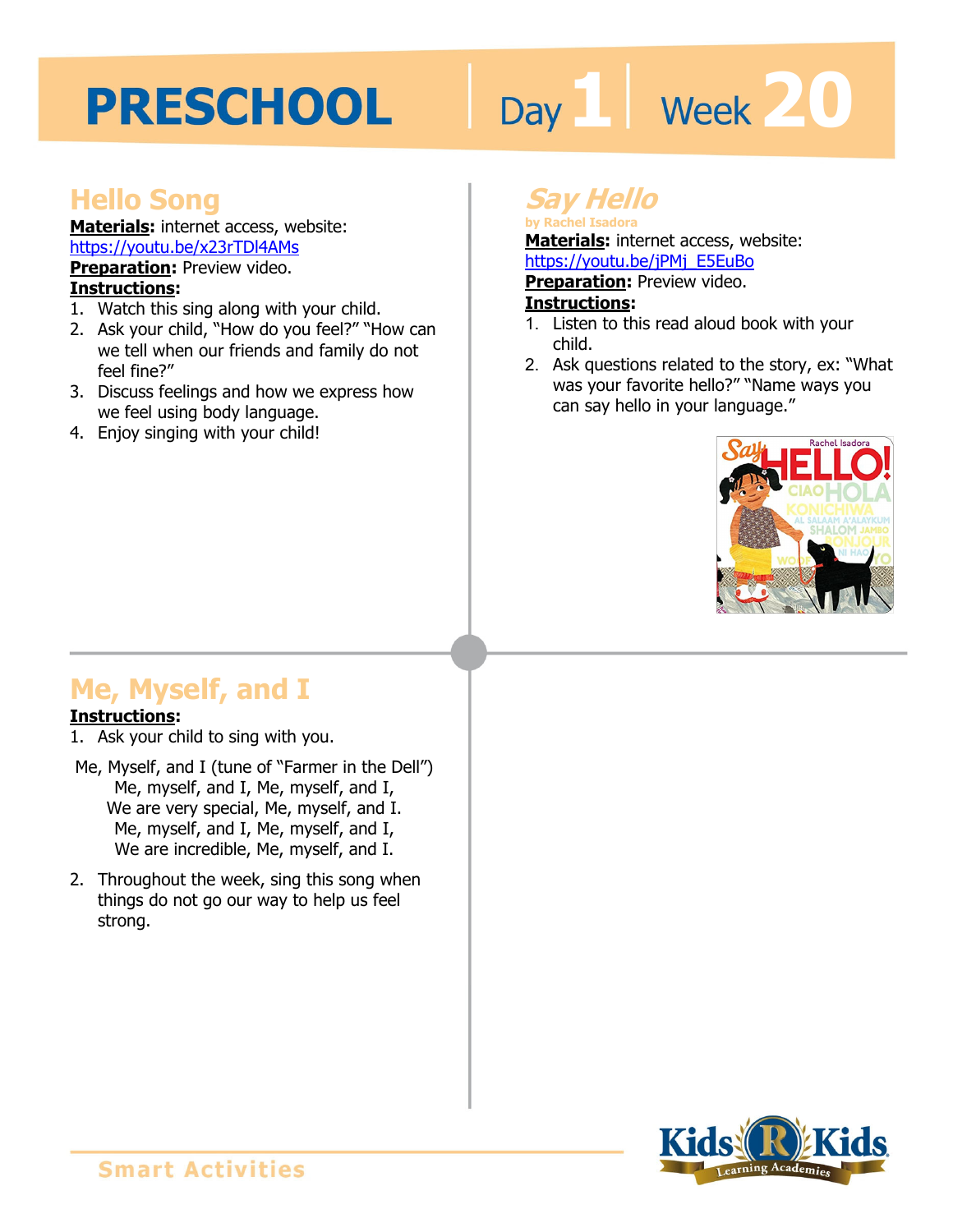# PRESCHOOL Day 1 Week 20

## Hello Song

**Materials:** internet access, website: https://youtu.be/x23rTDl4AMs

**Preparation:** Preview video.

**Instructions:**

1. Watch this sing along with your child.
2. Ask your child, "How do you feel?" "How can we tell when our friends and family do not feel fine?"
3. Discuss feelings and how we express how we feel using body language.
4. Enjoy singing with your child!

## *Say Hello*

**by Rachel Isadora**

**Materials:** internet access, website: https://youtu.be/jPMj_E5EuBo

**Preparation:** Preview video.

**Instructions:**

1. Listen to this read aloud book with your child.
2. Ask questions related to the story, ex: "What was your favorite hello?" "Name ways you can say hello in your language."

## Me, Myself, and I

**Instructions:**

1. Ask your child to sing with you.

Me, Myself, and I (tune of "Farmer in the Dell")
Me, myself, and I, Me, myself, and I,
We are very special, Me, myself, and I.
Me, myself, and I, Me, myself, and I,
We are incredible, Me, myself, and I.

2. Throughout the week, sing this song when things do not go our way to help us feel strong.

Smart Activities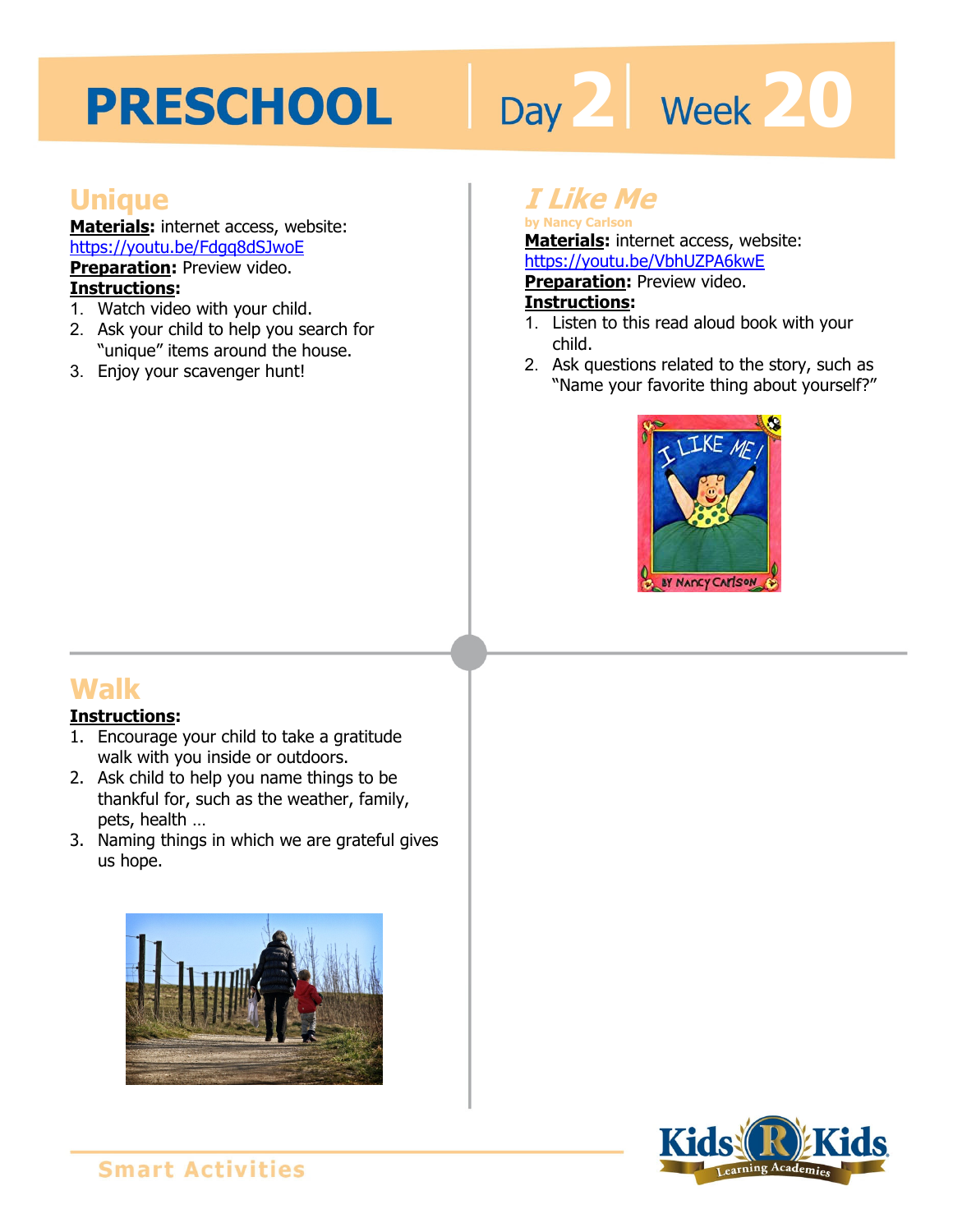# PRESCHOOL | Day 2 | Week 20

## Unique

**Materials:** internet access, website: https://youtu.be/Fdgq8dSJwoE

**Preparation:** Preview video.

**Instructions:**

1. Watch video with your child.
2. Ask your child to help you search for "unique" items around the house.
3. Enjoy your scavenger hunt!

## *I Like Me*

by Nancy Carlson

**Materials:** internet access, website: https://youtu.be/VbhUZPA6kwE

**Preparation:** Preview video.

**Instructions:**

1. Listen to this read aloud book with your child.
2. Ask questions related to the story, such as "Name your favorite thing about yourself?"

## Walk

**Instructions:**

1. Encourage your child to take a gratitude walk with you inside or outdoors.
2. Ask child to help you name things to be thankful for, such as the weather, family, pets, health …
3. Naming things in which we are grateful gives us hope.

Smart Activities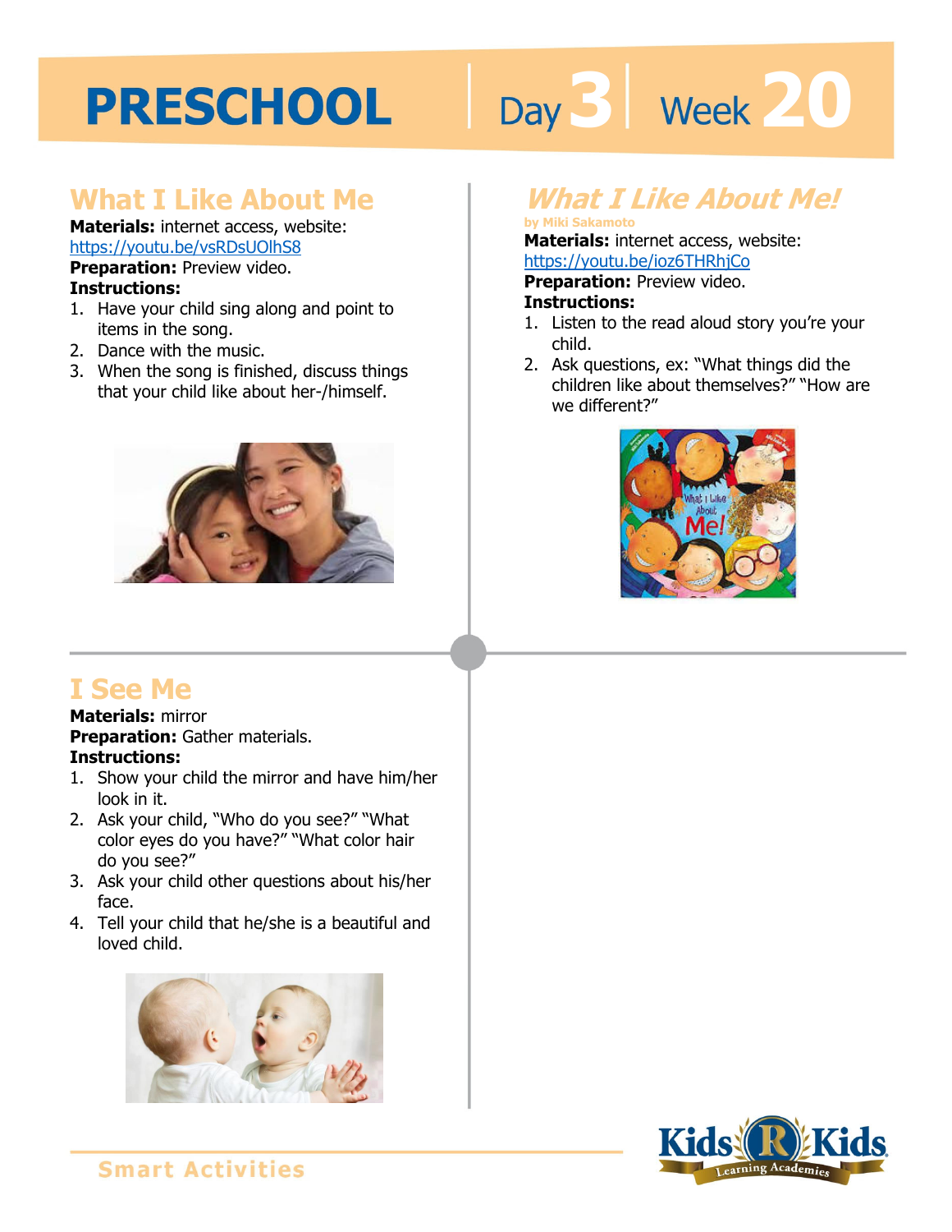# PRESCHOOL Day 3 | Week 20

## What I Like About Me

**Materials:** internet access, website: https://youtu.be/vsRDsUOlhS8

**Preparation:** Preview video.

**Instructions:**

1. Have your child sing along and point to items in the song.
2. Dance with the music.
3. When the song is finished, discuss things that your child like about her-/himself.

## *What I Like About Me!*

by Miki Sakamoto

**Materials:** internet access, website: https://youtu.be/ioz6THRhjCo

**Preparation:** Preview video.

**Instructions:**

1. Listen to the read aloud story you're your child.
2. Ask questions, ex: "What things did the children like about themselves?" "How are we different?"

## I See Me

**Materials:** mirror

**Preparation:** Gather materials.

**Instructions:**

1. Show your child the mirror and have him/her look in it.
2. Ask your child, "Who do you see?" "What color eyes do you have?" "What color hair do you see?"
3. Ask your child other questions about his/her face.
4. Tell your child that he/she is a beautiful and loved child.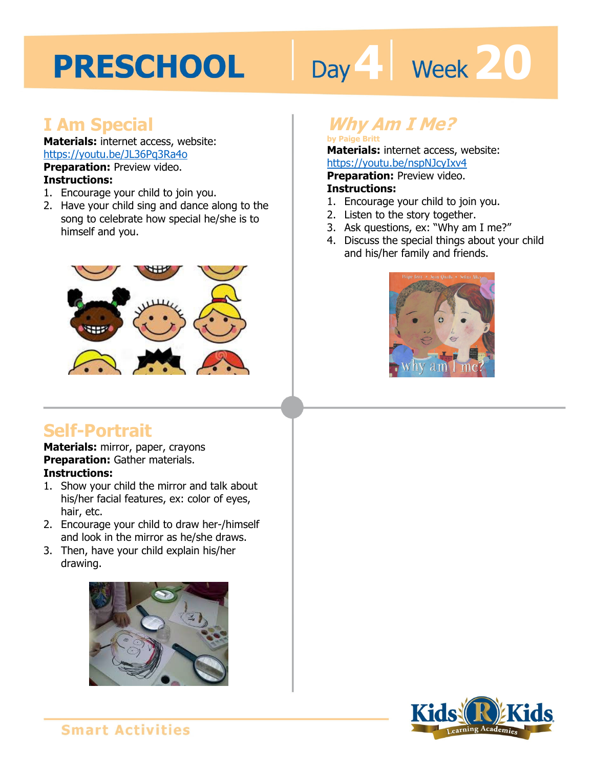# PRESCHOOL Day 4 Week 20

## I Am Special

**Materials:** internet access, website: https://youtu.be/JL36Pq3Ra4o

**Preparation:** Preview video.

**Instructions:**

1. Encourage your child to join you.
2. Have your child sing and dance along to the song to celebrate how special he/she is to himself and you.

## *Why Am I Me?*

by Paige Britt

**Materials:** internet access, website: https://youtu.be/nspNJcyIxv4

**Preparation:** Preview video.

**Instructions:**

1. Encourage your child to join you.
2. Listen to the story together.
3. Ask questions, ex: "Why am I me?"
4. Discuss the special things about your child and his/her family and friends.

## Self-Portrait

**Materials:** mirror, paper, crayons

**Preparation:** Gather materials.

**Instructions:**

1. Show your child the mirror and talk about his/her facial features, ex: color of eyes, hair, etc.
2. Encourage your child to draw her-/himself and look in the mirror as he/she draws.
3. Then, have your child explain his/her drawing.

Smart Activities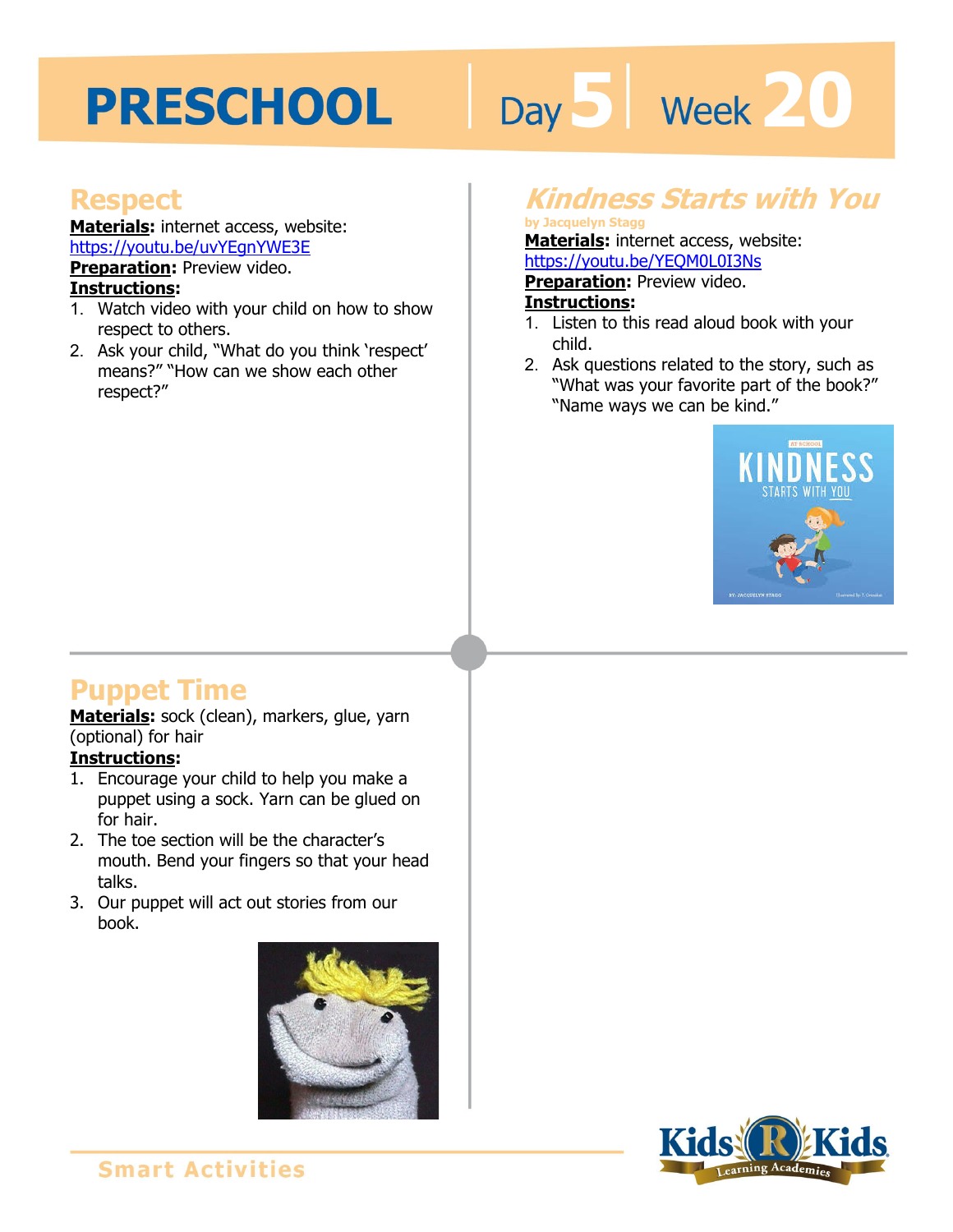# PRESCHOOL Day 5 Week 20

## Respect

**Materials:** internet access, website: https://youtu.be/uvYEgnYWE3E

**Preparation:** Preview video.

**Instructions:**

1. Watch video with your child on how to show respect to others.
2. Ask your child, "What do you think 'respect' means?" "How can we show each other respect?"

## *Kindness Starts with You*

by Jacquelyn Stagg

**Materials:** internet access, website: https://youtu.be/YEQM0L0I3Ns

**Preparation:** Preview video.

**Instructions:**

1. Listen to this read aloud book with your child.
2. Ask questions related to the story, such as "What was your favorite part of the book?" "Name ways we can be kind."

## Puppet Time

**Materials:** sock (clean), markers, glue, yarn (optional) for hair

**Instructions:**

1. Encourage your child to help you make a puppet using a sock. Yarn can be glued on for hair.
2. The toe section will be the character's mouth. Bend your fingers so that your head talks.
3. Our puppet will act out stories from our book.

Smart Activities